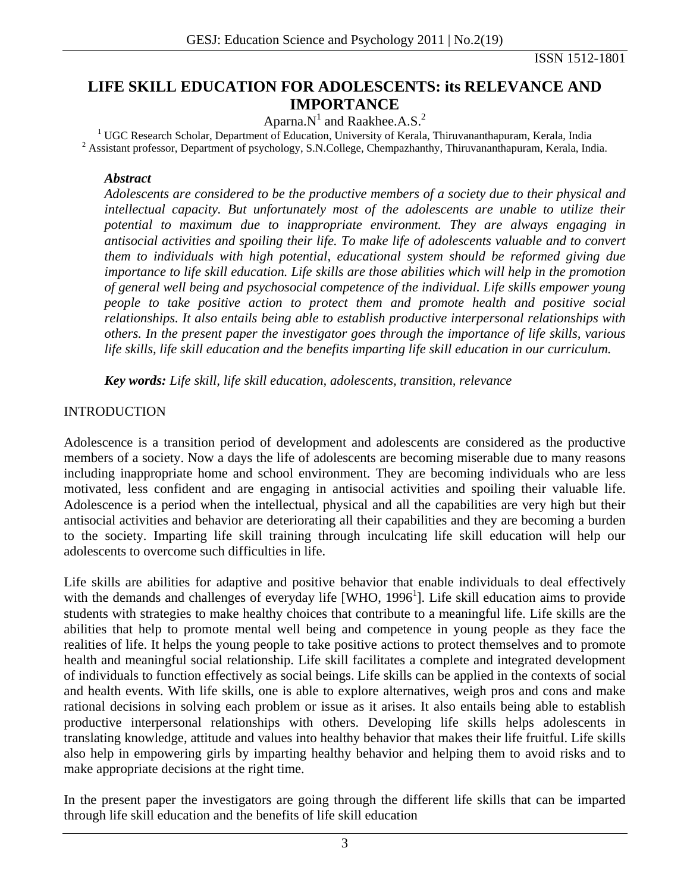# LIFE SKILL EDUCATION FOR ADOLESCENTS: its RELEVANCE AND IMPORTANCE

Aparna.N[1] and Raakhee.A.S.[2]

[1] UGC Research Scholar, Department of Education, University of Kerala, Thiruvananthapuram, Kerala, India
[2] Assistant professor, Department of psychology, S.N.College, Chempazhanthy, Thiruvananthapuram, Kerala, India.

***Abstract***

*Adolescents are considered to be the productive members of a society due to their physical and intellectual capacity. But unfortunately most of the adolescents are unable to utilize their potential to maximum due to inappropriate environment. They are always engaging in antisocial activities and spoiling their life. To make life of adolescents valuable and to convert them to individuals with high potential, educational system should be reformed giving due importance to life skill education. Life skills are those abilities which will help in the promotion of general well being and psychosocial competence of the individual. Life skills empower young people to take positive action to protect them and promote health and positive social relationships. It also entails being able to establish productive interpersonal relationships with others. In the present paper the investigator goes through the importance of life skills, various life skills, life skill education and the benefits imparting life skill education in our curriculum.*

***Key words:*** *Life skill, life skill education, adolescents, transition, relevance*

## INTRODUCTION

Adolescence is a transition period of development and adolescents are considered as the productive members of a society. Now a days the life of adolescents are becoming miserable due to many reasons including inappropriate home and school environment. They are becoming individuals who are less motivated, less confident and are engaging in antisocial activities and spoiling their valuable life. Adolescence is a period when the intellectual, physical and all the capabilities are very high but their antisocial activities and behavior are deteriorating all their capabilities and they are becoming a burden to the society. Imparting life skill training through inculcating life skill education will help our adolescents to overcome such difficulties in life.

Life skills are abilities for adaptive and positive behavior that enable individuals to deal effectively with the demands and challenges of everyday life [WHO, 1996[1]]. Life skill education aims to provide students with strategies to make healthy choices that contribute to a meaningful life. Life skills are the abilities that help to promote mental well being and competence in young people as they face the realities of life. It helps the young people to take positive actions to protect themselves and to promote health and meaningful social relationship. Life skill facilitates a complete and integrated development of individuals to function effectively as social beings. Life skills can be applied in the contexts of social and health events. With life skills, one is able to explore alternatives, weigh pros and cons and make rational decisions in solving each problem or issue as it arises. It also entails being able to establish productive interpersonal relationships with others. Developing life skills helps adolescents in translating knowledge, attitude and values into healthy behavior that makes their life fruitful. Life skills also help in empowering girls by imparting healthy behavior and helping them to avoid risks and to make appropriate decisions at the right time.

In the present paper the investigators are going through the different life skills that can be imparted through life skill education and the benefits of life skill education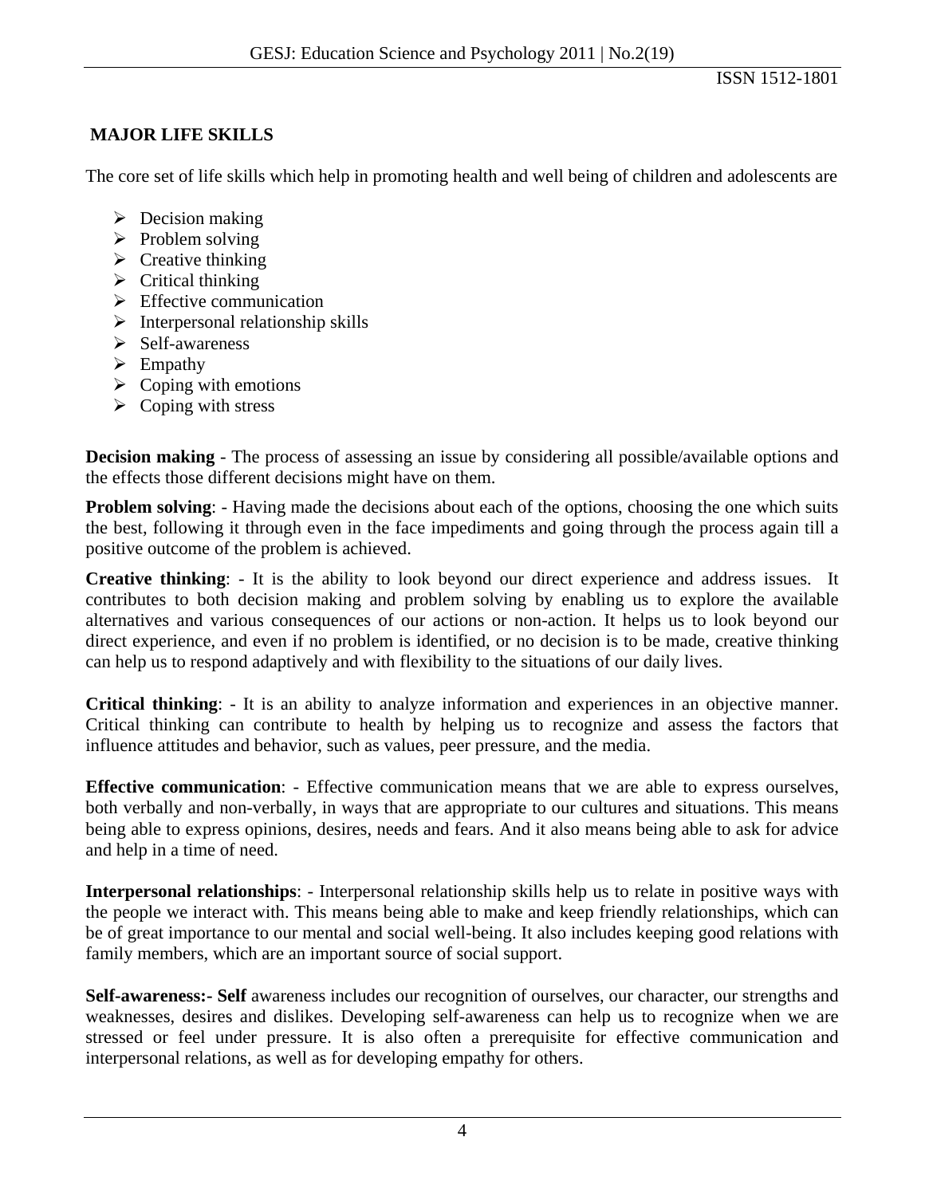## MAJOR LIFE SKILLS

The core set of life skills which help in promoting health and well being of children and adolescents are

- Decision making
- Problem solving
- Creative thinking
- Critical thinking
- Effective communication
- Interpersonal relationship skills
- Self-awareness
- Empathy
- Coping with emotions
- Coping with stress

**Decision making** - The process of assessing an issue by considering all possible/available options and the effects those different decisions might have on them.

**Problem solving**: - Having made the decisions about each of the options, choosing the one which suits the best, following it through even in the face impediments and going through the process again till a positive outcome of the problem is achieved.

**Creative thinking**: - It is the ability to look beyond our direct experience and address issues. It contributes to both decision making and problem solving by enabling us to explore the available alternatives and various consequences of our actions or non-action. It helps us to look beyond our direct experience, and even if no problem is identified, or no decision is to be made, creative thinking can help us to respond adaptively and with flexibility to the situations of our daily lives.

**Critical thinking**: - It is an ability to analyze information and experiences in an objective manner. Critical thinking can contribute to health by helping us to recognize and assess the factors that influence attitudes and behavior, such as values, peer pressure, and the media.

**Effective communication**: - Effective communication means that we are able to express ourselves, both verbally and non-verbally, in ways that are appropriate to our cultures and situations. This means being able to express opinions, desires, needs and fears. And it also means being able to ask for advice and help in a time of need.

**Interpersonal relationships**: - Interpersonal relationship skills help us to relate in positive ways with the people we interact with. This means being able to make and keep friendly relationships, which can be of great importance to our mental and social well-being. It also includes keeping good relations with family members, which are an important source of social support.

**Self-awareness:- Self** awareness includes our recognition of ourselves, our character, our strengths and weaknesses, desires and dislikes. Developing self-awareness can help us to recognize when we are stressed or feel under pressure. It is also often a prerequisite for effective communication and interpersonal relations, as well as for developing empathy for others.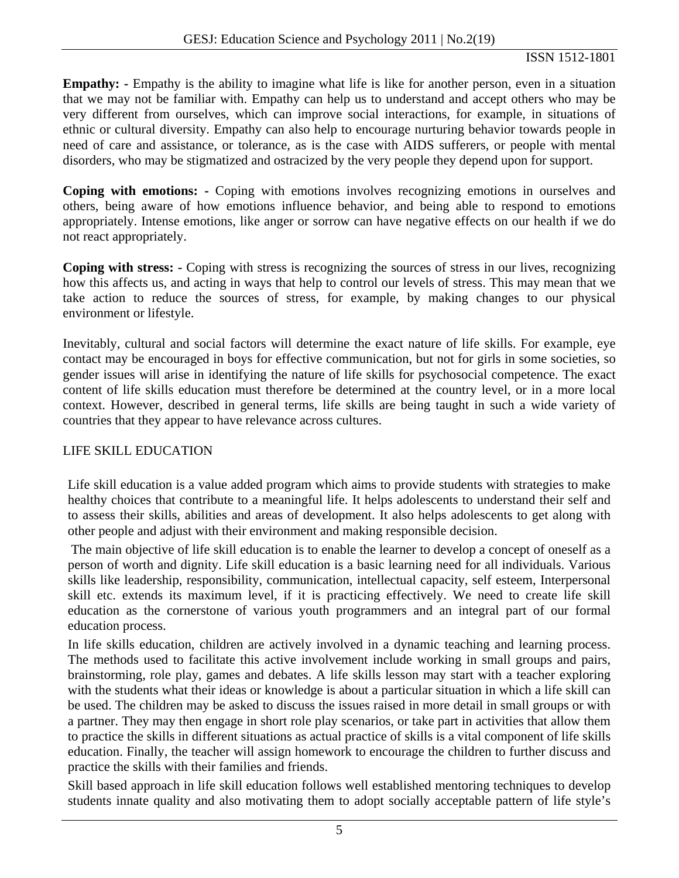**Empathy: -** Empathy is the ability to imagine what life is like for another person, even in a situation that we may not be familiar with. Empathy can help us to understand and accept others who may be very different from ourselves, which can improve social interactions, for example, in situations of ethnic or cultural diversity. Empathy can also help to encourage nurturing behavior towards people in need of care and assistance, or tolerance, as is the case with AIDS sufferers, or people with mental disorders, who may be stigmatized and ostracized by the very people they depend upon for support.

**Coping with emotions: -** Coping with emotions involves recognizing emotions in ourselves and others, being aware of how emotions influence behavior, and being able to respond to emotions appropriately. Intense emotions, like anger or sorrow can have negative effects on our health if we do not react appropriately.

**Coping with stress: -** Coping with stress is recognizing the sources of stress in our lives, recognizing how this affects us, and acting in ways that help to control our levels of stress. This may mean that we take action to reduce the sources of stress, for example, by making changes to our physical environment or lifestyle.

Inevitably, cultural and social factors will determine the exact nature of life skills. For example, eye contact may be encouraged in boys for effective communication, but not for girls in some societies, so gender issues will arise in identifying the nature of life skills for psychosocial competence. The exact content of life skills education must therefore be determined at the country level, or in a more local context. However, described in general terms, life skills are being taught in such a wide variety of countries that they appear to have relevance across cultures.

## LIFE SKILL EDUCATION

Life skill education is a value added program which aims to provide students with strategies to make healthy choices that contribute to a meaningful life. It helps adolescents to understand their self and to assess their skills, abilities and areas of development. It also helps adolescents to get along with other people and adjust with their environment and making responsible decision.

The main objective of life skill education is to enable the learner to develop a concept of oneself as a person of worth and dignity. Life skill education is a basic learning need for all individuals. Various skills like leadership, responsibility, communication, intellectual capacity, self esteem, Interpersonal skill etc. extends its maximum level, if it is practicing effectively. We need to create life skill education as the cornerstone of various youth programmers and an integral part of our formal education process.

In life skills education, children are actively involved in a dynamic teaching and learning process. The methods used to facilitate this active involvement include working in small groups and pairs, brainstorming, role play, games and debates. A life skills lesson may start with a teacher exploring with the students what their ideas or knowledge is about a particular situation in which a life skill can be used. The children may be asked to discuss the issues raised in more detail in small groups or with a partner. They may then engage in short role play scenarios, or take part in activities that allow them to practice the skills in different situations as actual practice of skills is a vital component of life skills education. Finally, the teacher will assign homework to encourage the children to further discuss and practice the skills with their families and friends.

Skill based approach in life skill education follows well established mentoring techniques to develop students innate quality and also motivating them to adopt socially acceptable pattern of life style's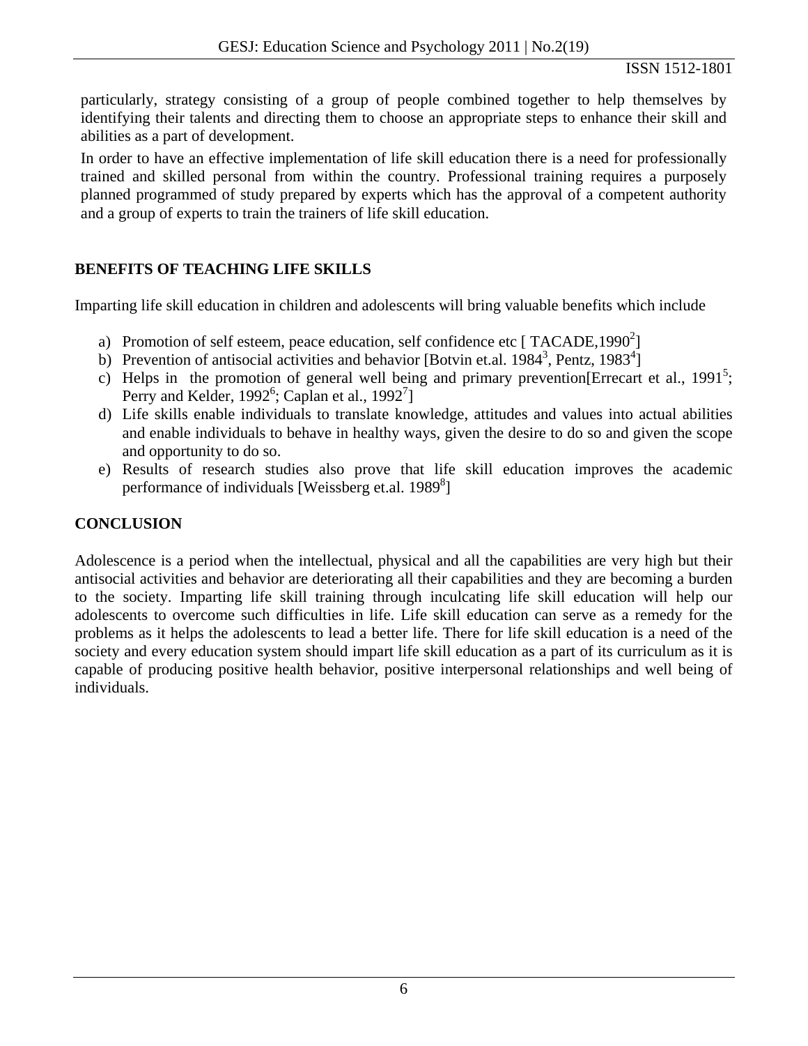particularly, strategy consisting of a group of people combined together to help themselves by identifying their talents and directing them to choose an appropriate steps to enhance their skill and abilities as a part of development.

In order to have an effective implementation of life skill education there is a need for professionally trained and skilled personal from within the country. Professional training requires a purposely planned programmed of study prepared by experts which has the approval of a competent authority and a group of experts to train the trainers of life skill education.

## BENEFITS OF TEACHING LIFE SKILLS

Imparting life skill education in children and adolescents will bring valuable benefits which include

a) Promotion of self esteem, peace education, self confidence etc [ TACADE,1990[2]]
b) Prevention of antisocial activities and behavior [Botvin et.al. 1984[3], Pentz, 1983[4]]
c) Helps in the promotion of general well being and primary prevention[Errecart et al., 1991[5]; Perry and Kelder, 1992[6]; Caplan et al., 1992[7]]
d) Life skills enable individuals to translate knowledge, attitudes and values into actual abilities and enable individuals to behave in healthy ways, given the desire to do so and given the scope and opportunity to do so.
e) Results of research studies also prove that life skill education improves the academic performance of individuals [Weissberg et.al. 1989[8]]

## CONCLUSION

Adolescence is a period when the intellectual, physical and all the capabilities are very high but their antisocial activities and behavior are deteriorating all their capabilities and they are becoming a burden to the society. Imparting life skill training through inculcating life skill education will help our adolescents to overcome such difficulties in life. Life skill education can serve as a remedy for the problems as it helps the adolescents to lead a better life. There for life skill education is a need of the society and every education system should impart life skill education as a part of its curriculum as it is capable of producing positive health behavior, positive interpersonal relationships and well being of individuals.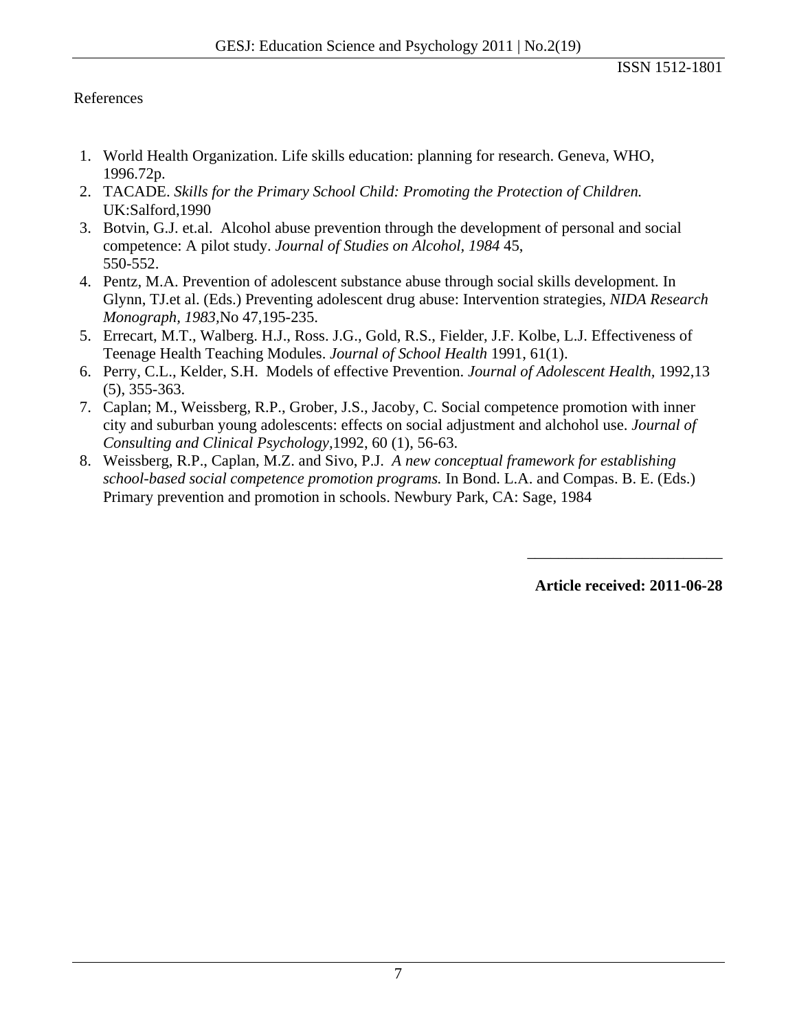References

1. World Health Organization. Life skills education: planning for research. Geneva, WHO, 1996.72p.
2. TACADE. *Skills for the Primary School Child: Promoting the Protection of Children.* UK:Salford,1990
3. Botvin, G.J. et.al. Alcohol abuse prevention through the development of personal and social competence: A pilot study. *Journal of Studies on Alcohol, 1984* 45, 550-552.
4. Pentz, M.A. Prevention of adolescent substance abuse through social skills development. In Glynn, TJ.et al. (Eds.) Preventing adolescent drug abuse: Intervention strategies, *NIDA Research Monograph, 1983*,No 47,195-235.
5. Errecart, M.T., Walberg. H.J., Ross. J.G., Gold, R.S., Fielder, J.F. Kolbe, L.J. Effectiveness of Teenage Health Teaching Modules. *Journal of School Health* 1991, 61(1).
6. Perry, C.L., Kelder, S.H. Models of effective Prevention. *Journal of Adolescent Health*, 1992,13 (5), 355-363.
7. Caplan; M., Weissberg, R.P., Grober, J.S., Jacoby, C. Social competence promotion with inner city and suburban young adolescents: effects on social adjustment and alchohol use. *Journal of Consulting and Clinical Psychology*,1992, 60 (1), 56-63.
8. Weissberg, R.P., Caplan, M.Z. and Sivo, P.J. *A new conceptual framework for establishing school-based social competence promotion programs.* In Bond. L.A. and Compas. B. E. (Eds.) Primary prevention and promotion in schools. Newbury Park, CA: Sage, 1984

---

**Article received: 2011-06-28**